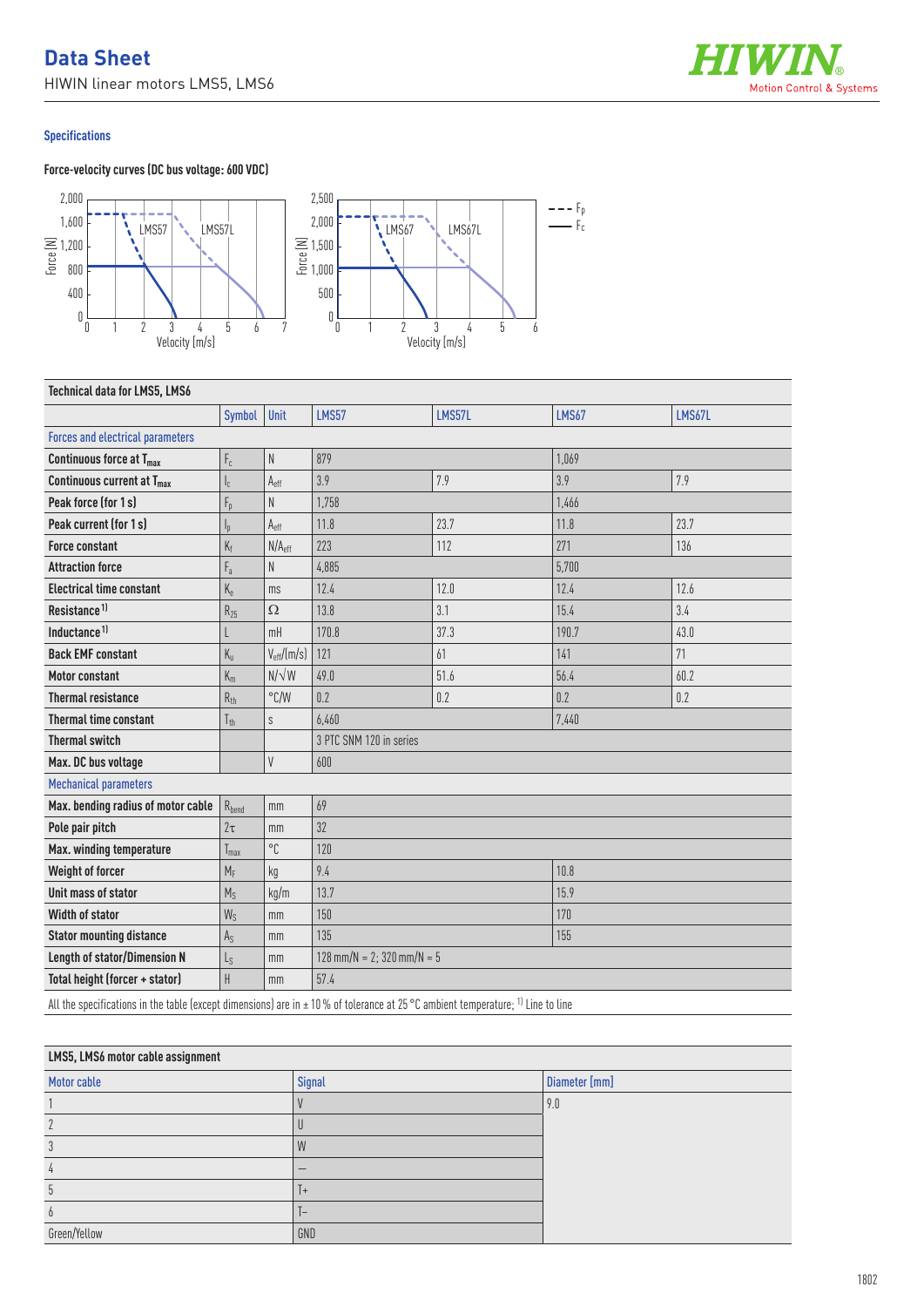# Data Sheet

HIWIN linear motors LMS5, LMS6

## Specifications

### Force-velocity curves (DC bus voltage: 600 VDC)

### Technical data for LMS5, LMS6

| | Symbol | Unit | LMS57 | LMS57L | LMS67 | LMS67L |
|---|---|---|---|---|---|---|
| **Forces and electrical parameters** | | | | | | |
| Continuous force at $T_{max}$ | $F_c$ | N | 879 | | 1,069 | |
| Continuous current at $T_{max}$ | $I_c$ | $A_{eff}$ | 3.9 | 7.9 | 3.9 | 7.9 |
| Peak force (for 1 s) | $F_p$ | N | 1,758 | | 1,466 | |
| Peak current (for 1 s) | $I_p$ | $A_{eff}$ | 11.8 | 23.7 | 11.8 | 23.7 |
| Force constant | $K_f$ | $N/A_{eff}$ | 223 | 112 | 271 | 136 |
| Attraction force | $F_a$ | N | 4,885 | | 5,700 | |
| Electrical time constant | $K_e$ | ms | 12.4 | 12.0 | 12.4 | 12.6 |
| Resistance [1] | $R_{25}$ | Ω | 13.8 | 3.1 | 15.4 | 3.4 |
| Inductance [1] | L | mH | 170.8 | 37.3 | 190.7 | 43.0 |
| Back EMF constant | $K_u$ | $V_{eff}$/(m/s) | 121 | 61 | 141 | 71 |
| Motor constant | $K_m$ | N/√W | 49.0 | 51.6 | 56.4 | 60.2 |
| Thermal resistance | $R_{th}$ | °C/W | 0.2 | 0.2 | 0.2 | 0.2 |
| Thermal time constant | $T_{th}$ | s | 6,460 | | 7,440 | |
| Thermal switch | | | 3 PTC SNM 120 in series | | | |
| Max. DC bus voltage | | V | 600 | | | |
| **Mechanical parameters** | | | | | | |
| Max. bending radius of motor cable | $R_{bend}$ | mm | 69 | | | |
| Pole pair pitch | 2τ | mm | 32 | | | |
| Max. winding temperature | $T_{max}$ | °C | 120 | | | |
| Weight of forcer | $M_F$ | kg | 9.4 | | 10.8 | |
| Unit mass of stator | $M_S$ | kg/m | 13.7 | | 15.9 | |
| Width of stator | $W_S$ | mm | 150 | | 170 | |
| Stator mounting distance | $A_S$ | mm | 135 | | 155 | |
| Length of stator/Dimension N | $L_S$ | mm | 128 mm/N = 2; 320 mm/N = 5 | | | |
| Total height (forcer + stator) | H | mm | 57.4 | | | |

All the specifications in the table (except dimensions) are in ± 10 % of tolerance at 25 °C ambient temperature; [1] Line to line

### LMS5, LMS6 motor cable assignment

| Motor cable | Signal | Diameter [mm] |
|---|---|---|
| 1 | V | 9.0 |
| 2 | U | |
| 3 | W | |
| 4 | – | |
| 5 | T+ | |
| 6 | T– | |
| Green/Yellow | GND | |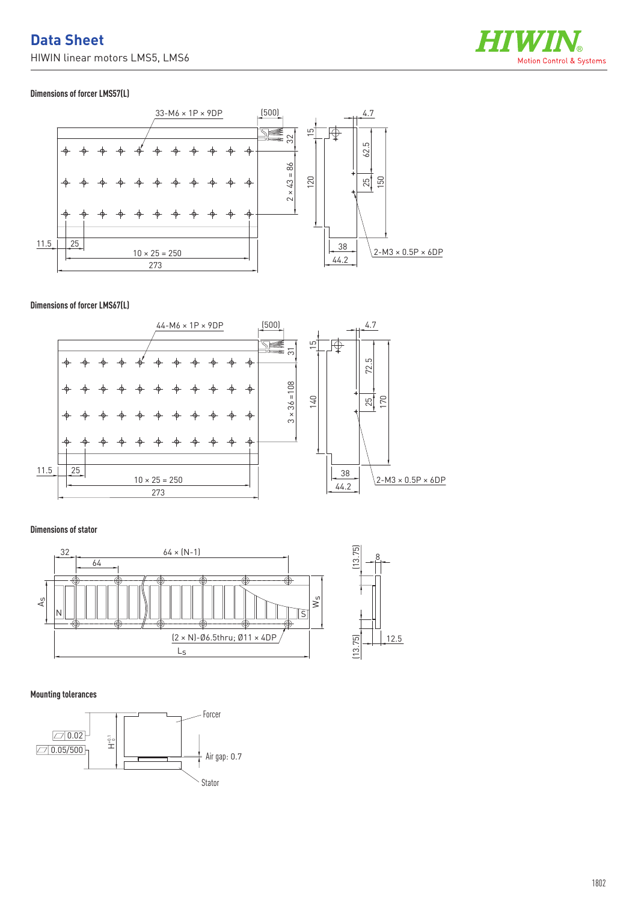## Dimensions of forcer LMS57(L)

33-M6 × 1P × 9DP
(500)
32
2 × 43 = 86
15
120
4.7
62.5
25
150
11.5
25
10 × 25 = 250
273
38
44.2
2-M3 × 0.5P × 6DP

## Dimensions of forcer LMS67(L)

44-M6 × 1P × 9DP
(500)
31
3 × 36 = 108
15
140
4.7
72.5
25
170
11.5
25
10 × 25 = 250
273
38
44.2
2-M3 × 0.5P × 6DP

## Dimensions of stator

32
64
64 × (N-1)
$A_S$
N
S
$W_S$
(2 × N)-Ø6.5thru; Ø11 × 4DP
$L_S$
(13.75)
8
(13.75)
12.5

## Mounting tolerances

0.02
0.05/500
$H^{+0.1}_{0}$
Forcer
Air gap: 0.7
Stator